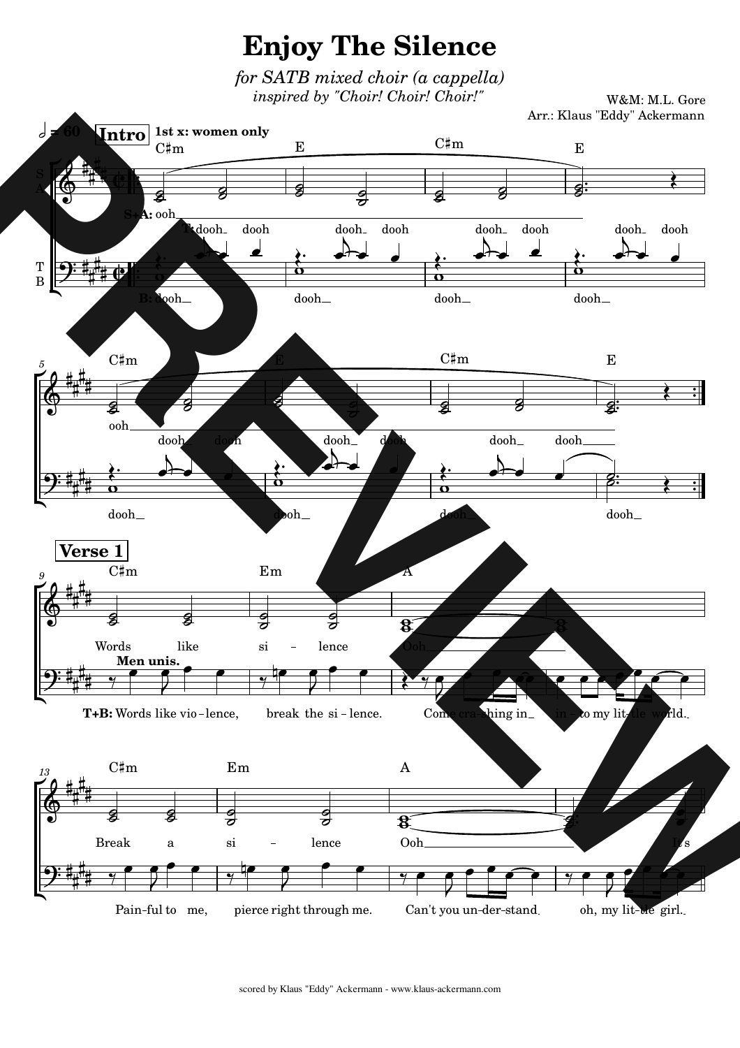# Enjoy The Silence

*for SATB mixed choir (a cappella)*
*inspired by "Choir! Choir! Choir!"*

W&M: M.L. Gore
Arr.: Klaus "Eddy" Ackermann

scored by Klaus "Eddy" Ackermann - www.klaus-ackermann.com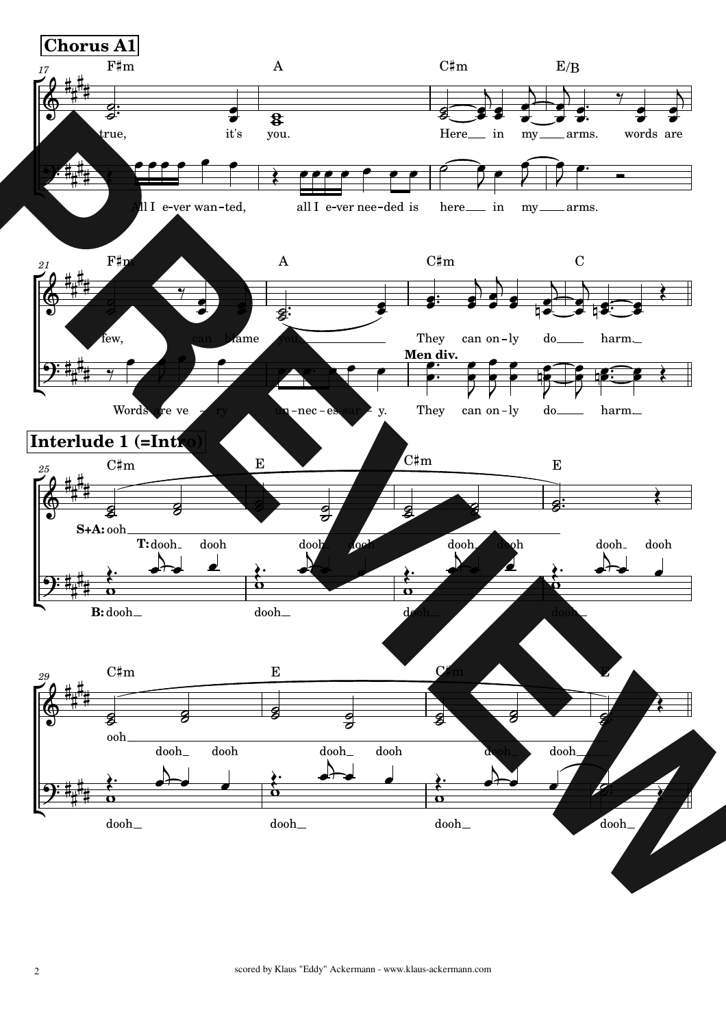## Chorus A1

F♯m A C♯m E/B

true, it's you. Here in my arms. words are

All I e-ver wan-ted, all I e-ver nee-ded is here in my arms.

F♯m A C♯m C

few, can blame you They can on-ly do harm.

**Men div.**

Words are ve - ry un-nec-es-sar - y. They can on-ly do harm.

## Interlude 1 (=Intro)

C♯m E C♯m E

**S+A:** ooh

**T:** dooh dooh dooh dooh dooh dooh dooh dooh

**B:** dooh dooh dooh dooh

C♯m E C♯m E

ooh

dooh dooh dooh dooh dooh dooh

dooh dooh dooh dooh

scored by Klaus "Eddy" Ackermann - www.klaus-ackermann.com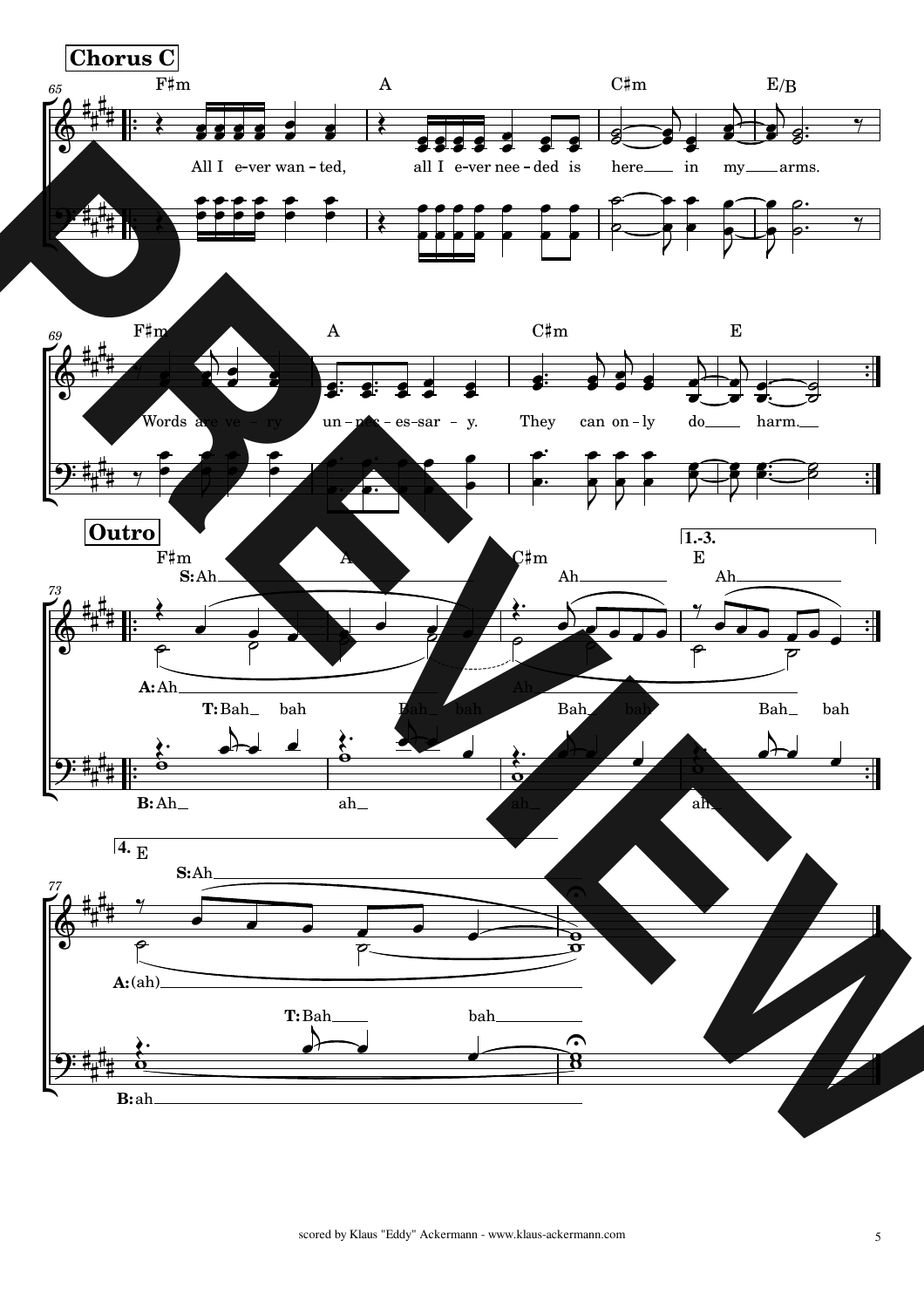## Chorus C

F♯m A C♯m E/B

All I e-ver wan-ted, all I e-ver nee-ded is here in my arms.

F♯m A C♯m E

Words are ve-ry un-nec-es-sar-y. They can on-ly do harm.

## Outro

F♯m A C♯m E

1.-3.

S: Ah Ah Ah

A: Ah Ah

T: Bah bah Bah bah Bah bah Bah bah

B: Ah ah ah ah

4. E

S: Ah

A: (ah)

T: Bah bah

B: ah

scored by Klaus "Eddy" Ackermann - www.klaus-ackermann.com